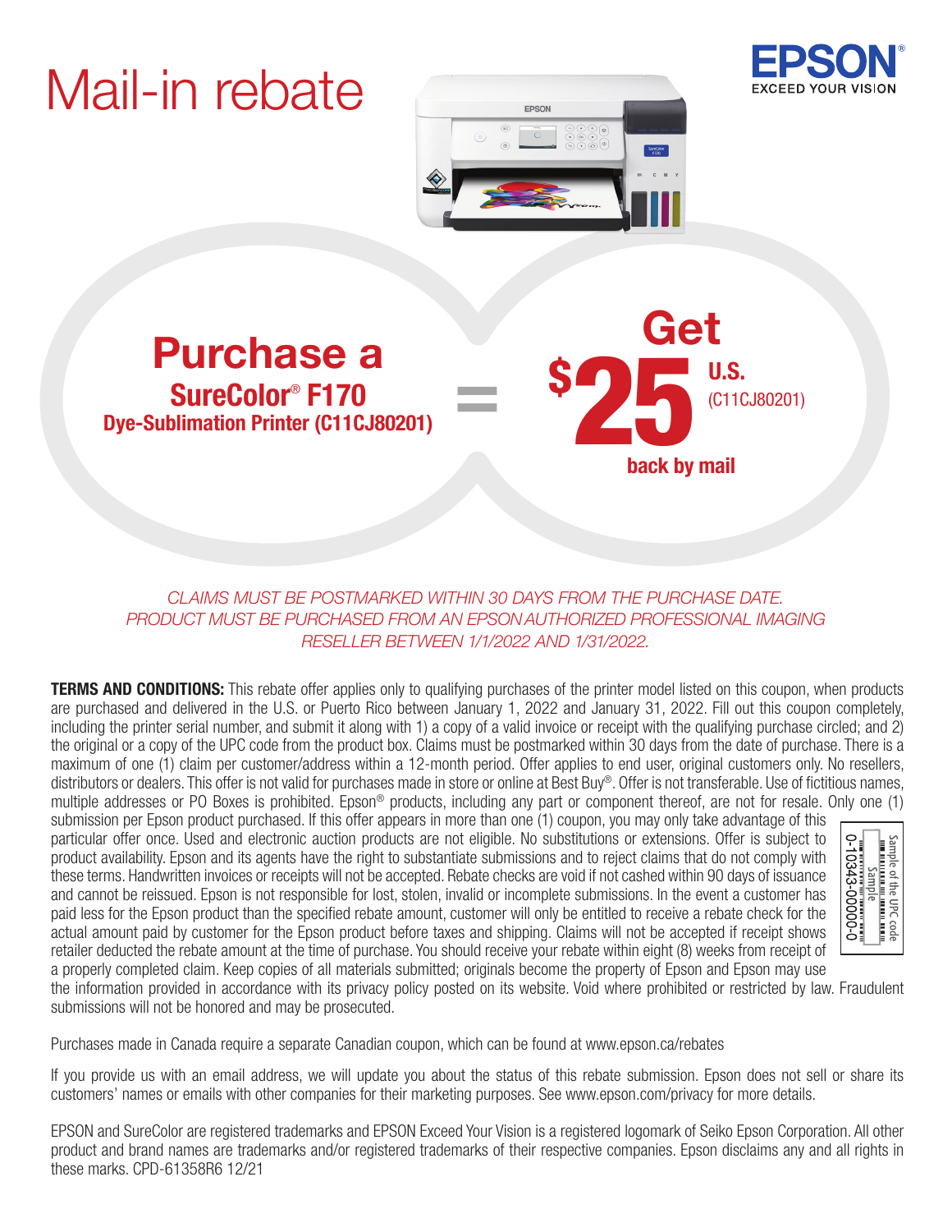# Mail-in rebate

EPSON
EXCEED YOUR VISION

## Purchase a

**SureColor® F170**
**Dye-Sublimation Printer (C11CJ80201)**

=

## Get

**$25 U.S.** (C11CJ80201)

**back by mail**

*CLAIMS MUST BE POSTMARKED WITHIN 30 DAYS FROM THE PURCHASE DATE.*
*PRODUCT MUST BE PURCHASED FROM AN EPSON AUTHORIZED PROFESSIONAL IMAGING RESELLER BETWEEN 1/1/2022 AND 1/31/2022.*

**TERMS AND CONDITIONS:** This rebate offer applies only to qualifying purchases of the printer model listed on this coupon, when products are purchased and delivered in the U.S. or Puerto Rico between January 1, 2022 and January 31, 2022. Fill out this coupon completely, including the printer serial number, and submit it along with 1) a copy of a valid invoice or receipt with the qualifying purchase circled; and 2) the original or a copy of the UPC code from the product box. Claims must be postmarked within 30 days from the date of purchase. There is a maximum of one (1) claim per customer/address within a 12-month period. Offer applies to end user, original customers only. No resellers, distributors or dealers. This offer is not valid for purchases made in store or online at Best Buy®. Offer is not transferable. Use of fictitious names, multiple addresses or PO Boxes is prohibited. Epson® products, including any part or component thereof, are not for resale. Only one (1) submission per Epson product purchased. If this offer appears in more than one (1) coupon, you may only take advantage of this particular offer once. Used and electronic auction products are not eligible. No substitutions or extensions. Offer is subject to product availability. Epson and its agents have the right to substantiate submissions and to reject claims that do not comply with these terms. Handwritten invoices or receipts will not be accepted. Rebate checks are void if not cashed within 90 days of issuance and cannot be reissued. Epson is not responsible for lost, stolen, invalid or incomplete submissions. In the event a customer has paid less for the Epson product than the specified rebate amount, customer will only be entitled to receive a rebate check for the actual amount paid by customer for the Epson product before taxes and shipping. Claims will not be accepted if receipt shows retailer deducted the rebate amount at the time of purchase. You should receive your rebate within eight (8) weeks from receipt of a properly completed claim. Keep copies of all materials submitted; originals become the property of Epson and Epson may use the information provided in accordance with its privacy policy posted on its website. Void where prohibited or restricted by law. Fraudulent submissions will not be honored and may be prosecuted.

Sample of the UPC code
Sample
0-10343-00000-0

Purchases made in Canada require a separate Canadian coupon, which can be found at www.epson.ca/rebates

If you provide us with an email address, we will update you about the status of this rebate submission. Epson does not sell or share its customers' names or emails with other companies for their marketing purposes. See www.epson.com/privacy for more details.

EPSON and SureColor are registered trademarks and EPSON Exceed Your Vision is a registered logomark of Seiko Epson Corporation. All other product and brand names are trademarks and/or registered trademarks of their respective companies. Epson disclaims any and all rights in these marks. CPD-61358R6 12/21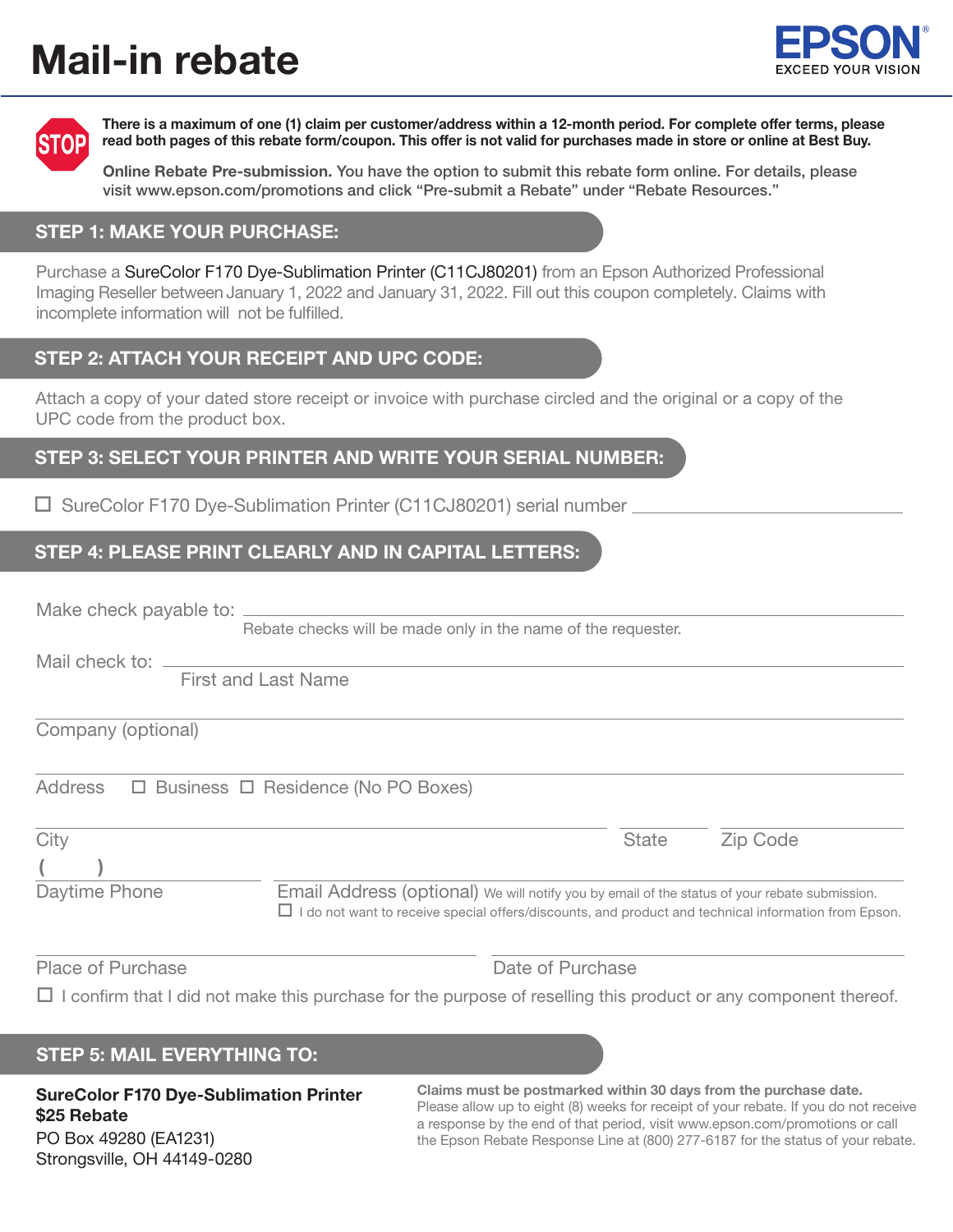# Mail-in rebate

EPSON
EXCEED YOUR VISION

STOP

**There is a maximum of one (1) claim per customer/address within a 12-month period. For complete offer terms, please read both pages of this rebate form/coupon. This offer is not valid for purchases made in store or online at Best Buy.**

**Online Rebate Pre-submission.** You have the option to submit this rebate form online. For details, please visit www.epson.com/promotions and click "Pre-submit a Rebate" under "Rebate Resources."

## STEP 1: MAKE YOUR PURCHASE:

Purchase a SureColor F170 Dye-Sublimation Printer (C11CJ80201) from an Epson Authorized Professional Imaging Reseller between January 1, 2022 and January 31, 2022. Fill out this coupon completely. Claims with incomplete information will not be fulfilled.

## STEP 2: ATTACH YOUR RECEIPT AND UPC CODE:

Attach a copy of your dated store receipt or invoice with purchase circled and the original or a copy of the UPC code from the product box.

## STEP 3: SELECT YOUR PRINTER AND WRITE YOUR SERIAL NUMBER:

☐ SureColor F170 Dye-Sublimation Printer (C11CJ80201) serial number ______________________

## STEP 4: PLEASE PRINT CLEARLY AND IN CAPITAL LETTERS:

Make check payable to: ______________________
Rebate checks will be made only in the name of the requester.

Mail check to: ______________________
First and Last Name

______________________
Company (optional)

______________________
Address ☐ Business ☐ Residence (No PO Boxes)

______________________
City | State | Zip Code

( )
Daytime Phone

Email Address (optional) We will notify you by email of the status of your rebate submission.
☐ I do not want to receive special offers/discounts, and product and technical information from Epson.

______________________
Place of Purchase | Date of Purchase

☐ I confirm that I did not make this purchase for the purpose of reselling this product or any component thereof.

## STEP 5: MAIL EVERYTHING TO:

**SureColor F170 Dye-Sublimation Printer**
**$25 Rebate**
PO Box 49280 (EA1231)
Strongsville, OH 44149-0280

**Claims must be postmarked within 30 days from the purchase date.** Please allow up to eight (8) weeks for receipt of your rebate. If you do not receive a response by the end of that period, visit www.epson.com/promotions or call the Epson Rebate Response Line at (800) 277-6187 for the status of your rebate.